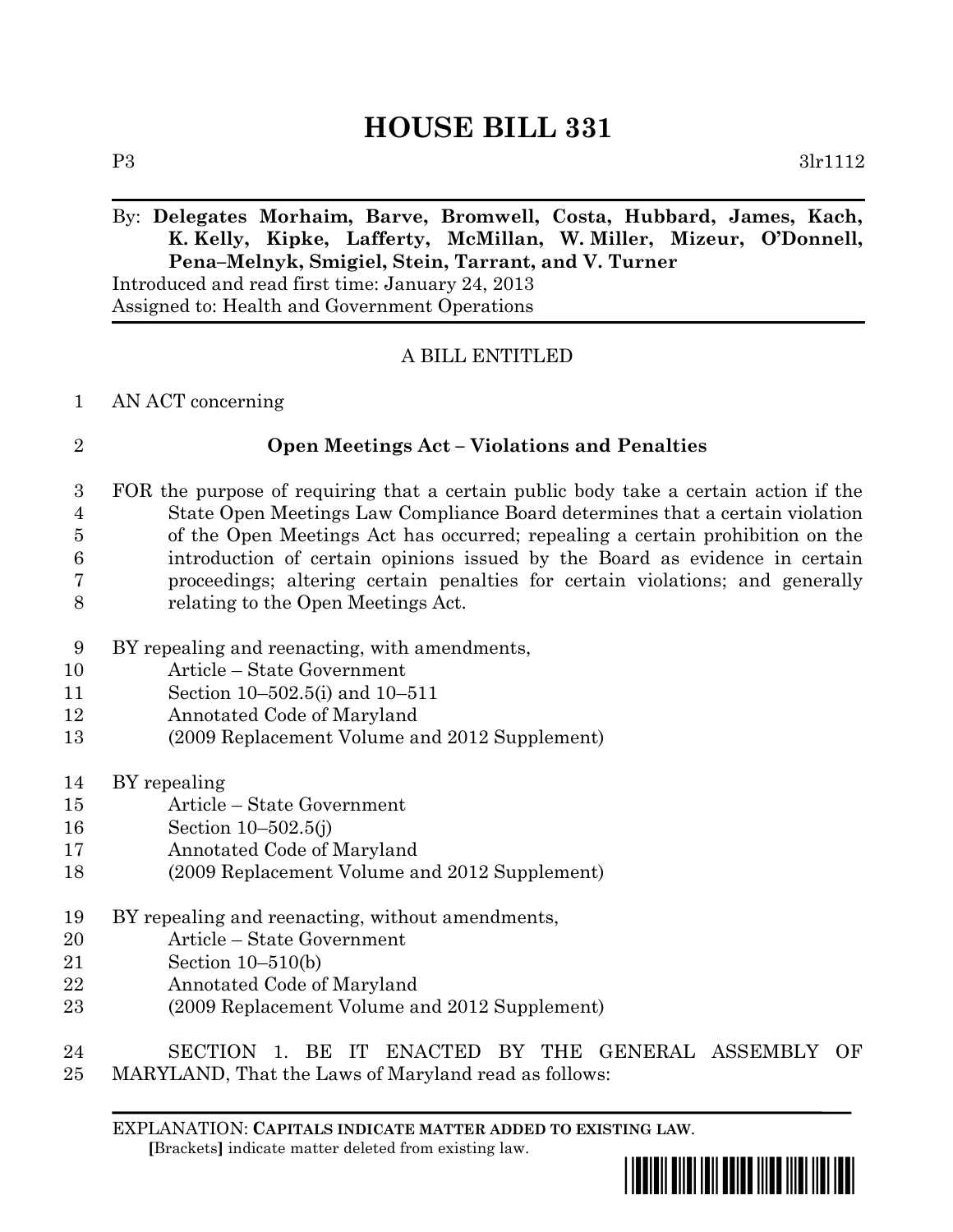# HOUSE BILL 331

P3 3lr1112

By: **Delegates Morhaim, Barve, Bromwell, Costa, Hubbard, James, Kach, K. Kelly, Kipke, Lafferty, McMillan, W. Miller, Mizeur, O'Donnell, Pena–Melnyk, Smigiel, Stein, Tarrant, and V. Turner**
Introduced and read first time: January 24, 2013
Assigned to: Health and Government Operations

A BILL ENTITLED

1 AN ACT concerning

2 **Open Meetings Act – Violations and Penalties**

3 FOR the purpose of requiring that a certain public body take a certain action if the
4 State Open Meetings Law Compliance Board determines that a certain violation
5 of the Open Meetings Act has occurred; repealing a certain prohibition on the
6 introduction of certain opinions issued by the Board as evidence in certain
7 proceedings; altering certain penalties for certain violations; and generally
8 relating to the Open Meetings Act.

9 BY repealing and reenacting, with amendments,
10 Article – State Government
11 Section 10–502.5(i) and 10–511
12 Annotated Code of Maryland
13 (2009 Replacement Volume and 2012 Supplement)

14 BY repealing
15 Article – State Government
16 Section 10–502.5(j)
17 Annotated Code of Maryland
18 (2009 Replacement Volume and 2012 Supplement)

19 BY repealing and reenacting, without amendments,
20 Article – State Government
21 Section 10–510(b)
22 Annotated Code of Maryland
23 (2009 Replacement Volume and 2012 Supplement)

24 SECTION 1. BE IT ENACTED BY THE GENERAL ASSEMBLY OF
25 MARYLAND, That the Laws of Maryland read as follows:

EXPLANATION: **CAPITALS INDICATE MATTER ADDED TO EXISTING LAW.**
**[**Brackets**]** indicate matter deleted from existing law.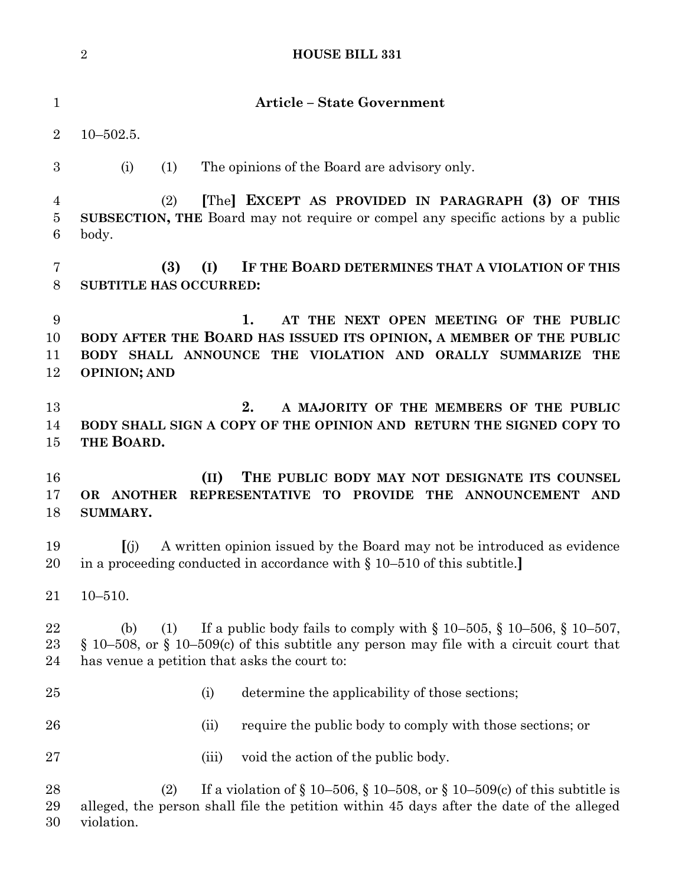**Article – State Government**

10–502.5.

(i) (1) The opinions of the Board are advisory only.

(2) [The] **EXCEPT AS PROVIDED IN PARAGRAPH (3) OF THIS SUBSECTION, THE** Board may not require or compel any specific actions by a public body.

**(3) (I) IF THE BOARD DETERMINES THAT A VIOLATION OF THIS SUBTITLE HAS OCCURRED:**

**1. AT THE NEXT OPEN MEETING OF THE PUBLIC BODY AFTER THE BOARD HAS ISSUED ITS OPINION, A MEMBER OF THE PUBLIC BODY SHALL ANNOUNCE THE VIOLATION AND ORALLY SUMMARIZE THE OPINION; AND**

**2. A MAJORITY OF THE MEMBERS OF THE PUBLIC BODY SHALL SIGN A COPY OF THE OPINION AND RETURN THE SIGNED COPY TO THE BOARD.**

**(II) THE PUBLIC BODY MAY NOT DESIGNATE ITS COUNSEL OR ANOTHER REPRESENTATIVE TO PROVIDE THE ANNOUNCEMENT AND SUMMARY.**

[(j) A written opinion issued by the Board may not be introduced as evidence in a proceeding conducted in accordance with § 10–510 of this subtitle.]

10–510.

(b) (1) If a public body fails to comply with § 10–505, § 10–506, § 10–507, § 10–508, or § 10–509(c) of this subtitle any person may file with a circuit court that has venue a petition that asks the court to:

(i) determine the applicability of those sections;

(ii) require the public body to comply with those sections; or

(iii) void the action of the public body.

(2) If a violation of § 10–506, § 10–508, or § 10–509(c) of this subtitle is alleged, the person shall file the petition within 45 days after the date of the alleged violation.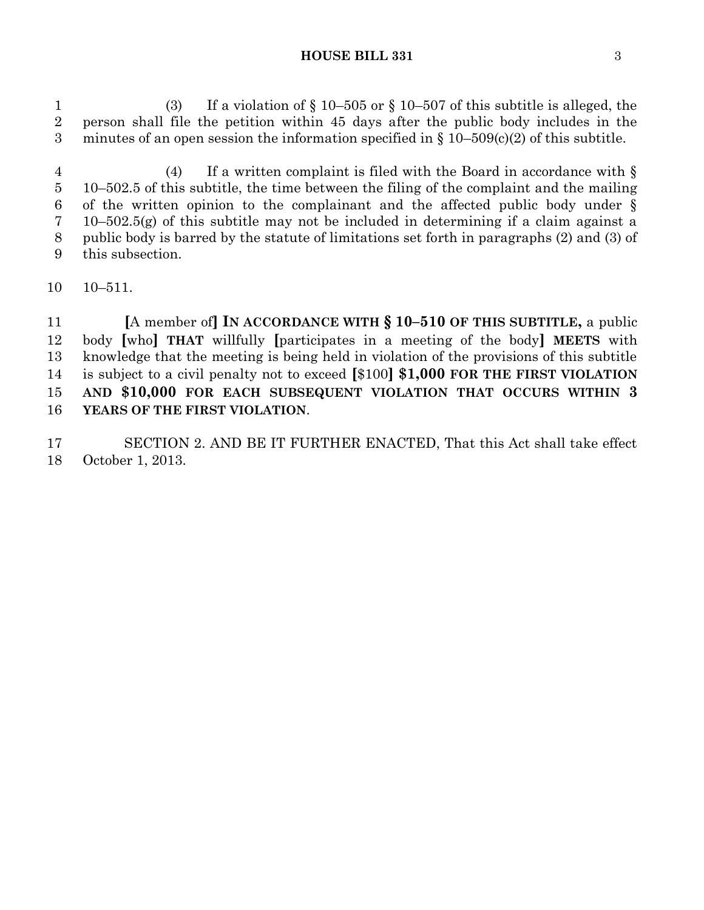(3) If a violation of § 10–505 or § 10–507 of this subtitle is alleged, the person shall file the petition within 45 days after the public body includes in the minutes of an open session the information specified in § 10–509(c)(2) of this subtitle.

(4) If a written complaint is filed with the Board in accordance with § 10–502.5 of this subtitle, the time between the filing of the complaint and the mailing of the written opinion to the complainant and the affected public body under § 10–502.5(g) of this subtitle may not be included in determining if a claim against a public body is barred by the statute of limitations set forth in paragraphs (2) and (3) of this subsection.

10–511.

[A member of] **IN ACCORDANCE WITH § 10–510 OF THIS SUBTITLE,** a public body [who] **THAT** willfully [participates in a meeting of the body] **MEETS** with knowledge that the meeting is being held in violation of the provisions of this subtitle is subject to a civil penalty not to exceed [$100] **$1,000 FOR THE FIRST VIOLATION AND $10,000 FOR EACH SUBSEQUENT VIOLATION THAT OCCURS WITHIN 3 YEARS OF THE FIRST VIOLATION**.

SECTION 2. AND BE IT FURTHER ENACTED, That this Act shall take effect October 1, 2013.